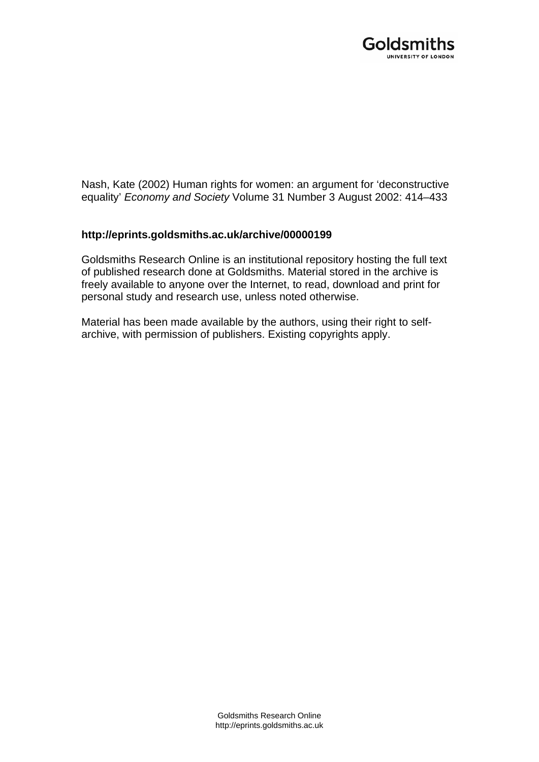Nash, Kate (2002) Human rights for women: an argument for 'deconstructive equality' *Economy and Society* Volume 31 Number 3 August 2002: 414–433

**http://eprints.goldsmiths.ac.uk/archive/00000199**

Goldsmiths Research Online is an institutional repository hosting the full text of published research done at Goldsmiths. Material stored in the archive is freely available to anyone over the Internet, to read, download and print for personal study and research use, unless noted otherwise.

Material has been made available by the authors, using their right to self-archive, with permission of publishers. Existing copyrights apply.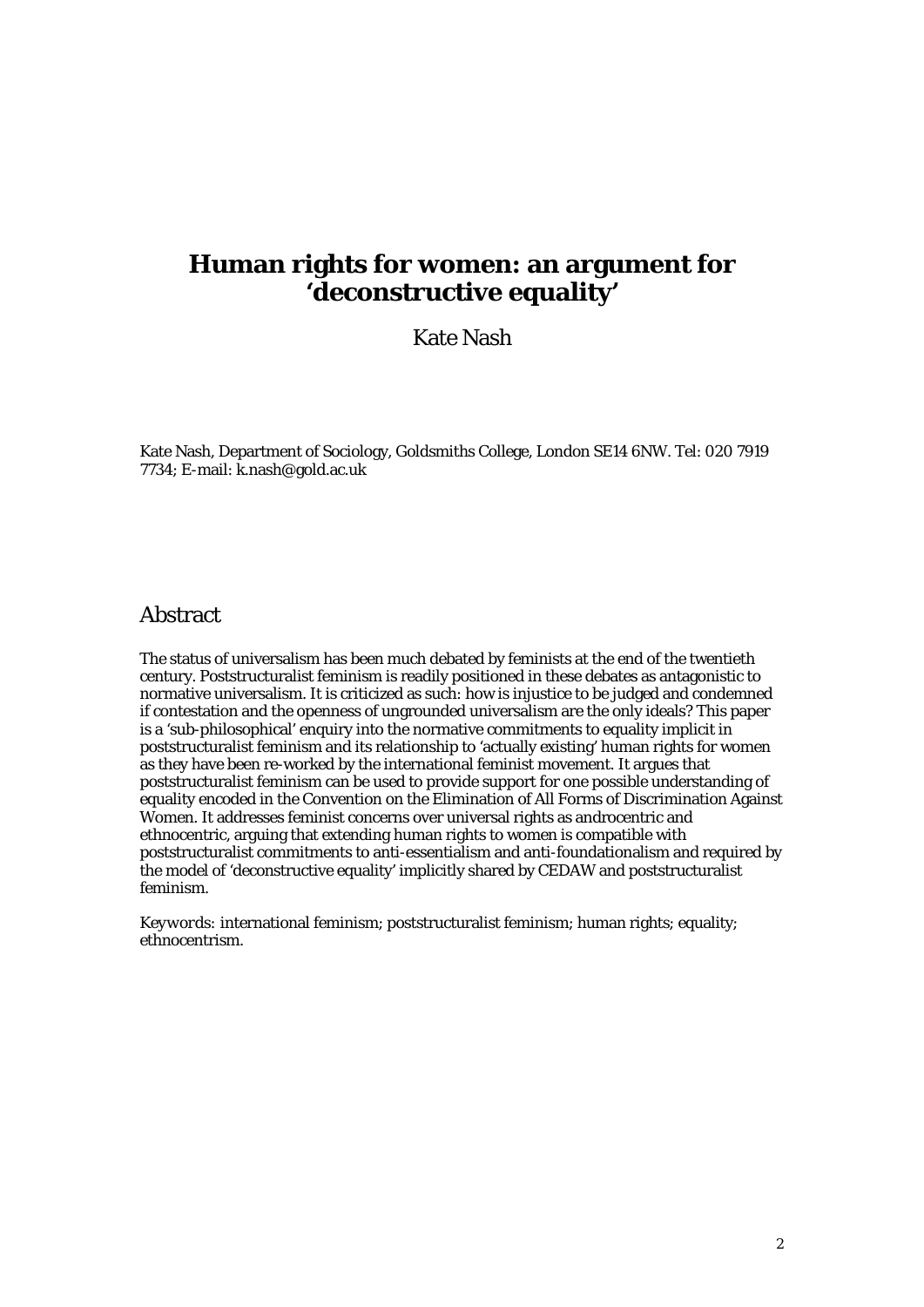# Human rights for women: an argument for 'deconstructive equality'

Kate Nash

Kate Nash, Department of Sociology, Goldsmiths College, London SE14 6NW. Tel: 020 7919 7734; E-mail: k.nash@gold.ac.uk

## Abstract

The status of universalism has been much debated by feminists at the end of the twentieth century. Poststructuralist feminism is readily positioned in these debates as antagonistic to normative universalism. It is criticized as such: how is injustice to be judged and condemned if contestation and the openness of ungrounded universalism are the only ideals? This paper is a 'sub-philosophical' enquiry into the normative commitments to equality implicit in poststructuralist feminism and its relationship to 'actually existing' human rights for women as they have been re-worked by the international feminist movement. It argues that poststructuralist feminism can be used to provide support for one possible understanding of equality encoded in the Convention on the Elimination of All Forms of Discrimination Against Women. It addresses feminist concerns over universal rights as androcentric and ethnocentric, arguing that extending human rights to women is compatible with poststructuralist commitments to anti-essentialism and anti-foundationalism and required by the model of 'deconstructive equality' implicitly shared by CEDAW and poststructuralist feminism.

Keywords: international feminism; poststructuralist feminism; human rights; equality; ethnocentrism.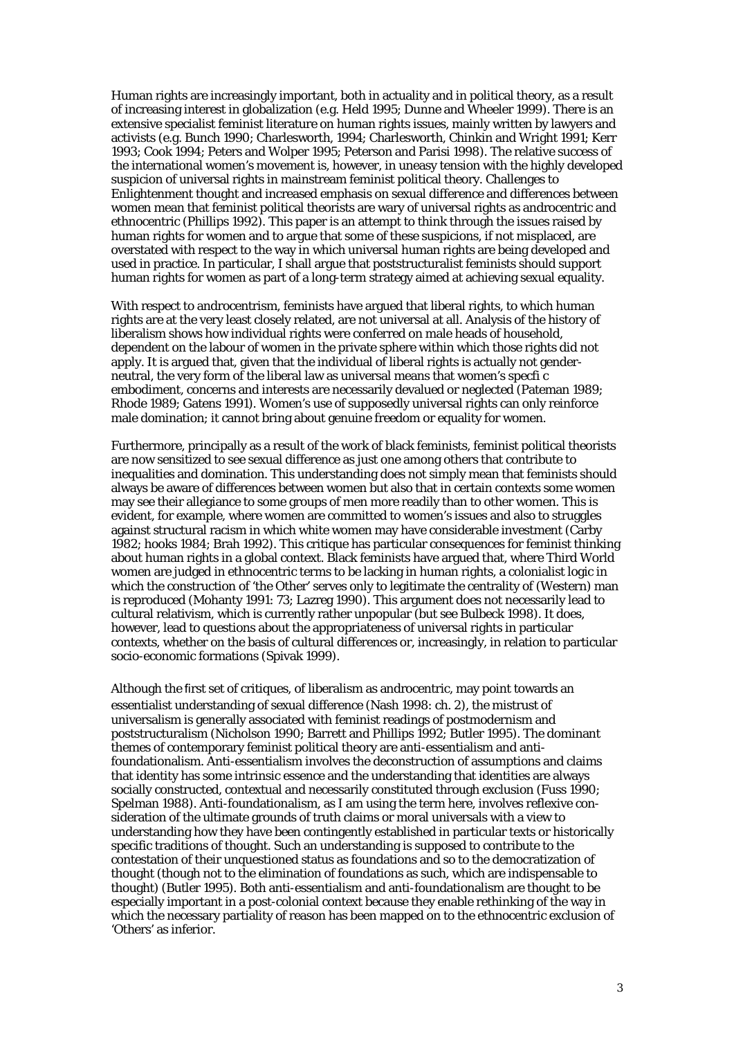Human rights are increasingly important, both in actuality and in political theory, as a result of increasing interest in globalization (e.g. Held 1995; Dunne and Wheeler 1999). There is an extensive specialist feminist literature on human rights issues, mainly written by lawyers and activists (e.g. Bunch 1990; Charlesworth, 1994; Charlesworth, Chinkin and Wright 1991; Kerr 1993; Cook 1994; Peters and Wolper 1995; Peterson and Parisi 1998). The relative success of the international women's movement is, however, in uneasy tension with the highly developed suspicion of universal rights in mainstream feminist political theory. Challenges to Enlightenment thought and increased emphasis on sexual difference and differences between women mean that feminist political theorists are wary of universal rights as androcentric and ethnocentric (Phillips 1992). This paper is an attempt to think through the issues raised by human rights for women and to argue that some of these suspicions, if not misplaced, are overstated with respect to the way in which universal human rights are being developed and used in practice. In particular, I shall argue that poststructuralist feminists should support human rights for women as part of a long-term strategy aimed at achieving sexual equality.

With respect to androcentrism, feminists have argued that liberal rights, to which human rights are at the very least closely related, are not universal at all. Analysis of the history of liberalism shows how individual rights were conferred on male heads of household, dependent on the labour of women in the private sphere within which those rights did not apply. It is argued that, given that the individual of liberal rights is actually not gender-neutral, the very form of the liberal law as universal means that women's specfi c embodiment, concerns and interests are necessarily devalued or neglected (Pateman 1989; Rhode 1989; Gatens 1991). Women's use of supposedly universal rights can only reinforce male domination; it cannot bring about genuine freedom or equality for women.

Furthermore, principally as a result of the work of black feminists, feminist political theorists are now sensitized to see sexual difference as just one among others that contribute to inequalities and domination. This understanding does not simply mean that feminists should always be aware of differences between women but also that in certain contexts some women may see their allegiance to some groups of men more readily than to other women. This is evident, for example, where women are committed to women's issues and also to struggles against structural racism in which white women may have considerable investment (Carby 1982; hooks 1984; Brah 1992). This critique has particular consequences for feminist thinking about human rights in a global context. Black feminists have argued that, where Third World women are judged in ethnocentric terms to be lacking in human rights, a colonialist logic in which the construction of 'the Other' serves only to legitimate the centrality of (Western) man is reproduced (Mohanty 1991: 73; Lazreg 1990). This argument does not necessarily lead to cultural relativism, which is currently rather unpopular (but see Bulbeck 1998). It does, however, lead to questions about the appropriateness of universal rights in particular contexts, whether on the basis of cultural differences or, increasingly, in relation to particular socio-economic formations (Spivak 1999).

Although the first set of critiques, of liberalism as androcentric, may point towards an essentialist understanding of sexual difference (Nash 1998: ch. 2), the mistrust of universalism is generally associated with feminist readings of postmodernism and poststructuralism (Nicholson 1990; Barrett and Phillips 1992; Butler 1995). The dominant themes of contemporary feminist political theory are anti-essentialism and anti-foundationalism. Anti-essentialism involves the deconstruction of assumptions and claims that identity has some intrinsic essence and the understanding that identities are always socially constructed, contextual and necessarily constituted through exclusion (Fuss 1990; Spelman 1988). Anti-foundationalism, as I am using the term here, involves reflexive consideration of the ultimate grounds of truth claims or moral universals with a view to understanding how they have been contingently established in particular texts or historically specific traditions of thought. Such an understanding is supposed to contribute to the contestation of their unquestioned status as foundations and so to the democratization of thought (though not to the elimination of foundations as such, which are indispensable to thought) (Butler 1995). Both anti-essentialism and anti-foundationalism are thought to be especially important in a post-colonial context because they enable rethinking of the way in which the necessary partiality of reason has been mapped on to the ethnocentric exclusion of 'Others' as inferior.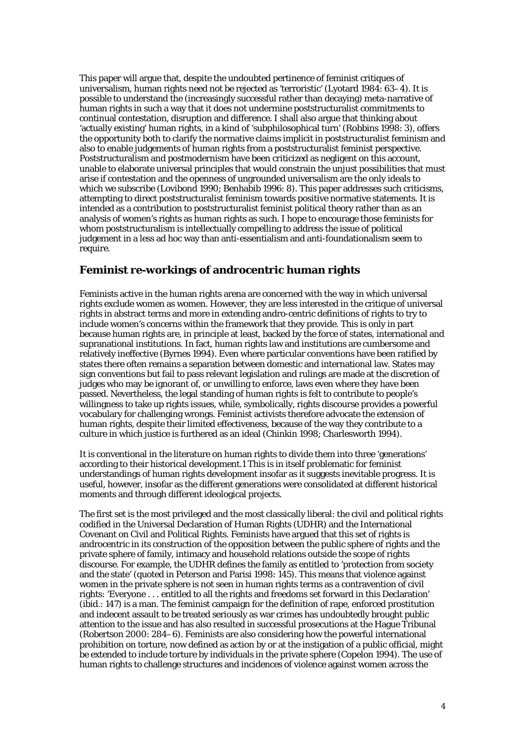This paper will argue that, despite the undoubted pertinence of feminist critiques of universalism, human rights need not be rejected as 'terroristic' (Lyotard 1984: 63–4). It is possible to understand the (increasingly successful rather than decaying) meta-narrative of human rights in such a way that it does not undermine poststructuralist commitments to continual contestation, disruption and difference. I shall also argue that thinking about 'actually existing' human rights, in a kind of 'subphilosophical turn' (Robbins 1998: 3), offers the opportunity both to clarify the normative claims implicit in poststructuralist feminism and also to enable judgements of human rights from a poststructuralist feminist perspective. Poststructuralism and postmodernism have been criticized as negligent on this account, unable to elaborate universal principles that would constrain the unjust possibilities that must arise if contestation and the openness of ungrounded universalism are the only ideals to which we subscribe (Lovibond 1990; Benhabib 1996: 8). This paper addresses such criticisms, attempting to direct poststructuralist feminism towards positive normative statements. It is intended as a contribution to poststructuralist feminist political theory rather than as an analysis of women's rights as human rights as such. I hope to encourage those feminists for whom poststructuralism is intellectually compelling to address the issue of political judgement in a less ad hoc way than anti-essentialism and anti-foundationalism seem to require.

## Feminist re-workings of androcentric human rights

Feminists active in the human rights arena are concerned with the way in which universal rights exclude women as women. However, they are less interested in the critique of universal rights in abstract terms and more in extending andro-centric definitions of rights to try to include women's concerns within the framework that they provide. This is only in part because human rights are, in principle at least, backed by the force of states, international and supranational institutions. In fact, human rights law and institutions are cumbersome and relatively ineffective (Byrnes 1994). Even where particular conventions have been ratified by states there often remains a separation between domestic and international law. States may sign conventions but fail to pass relevant legislation and rulings are made at the discretion of judges who may be ignorant of, or unwilling to enforce, laws even where they have been passed. Nevertheless, the legal standing of human rights is felt to contribute to people's willingness to take up rights issues, while, symbolically, rights discourse provides a powerful vocabulary for challenging wrongs. Feminist activists therefore advocate the extension of human rights, despite their limited effectiveness, because of the way they contribute to a culture in which justice is furthered as an ideal (Chinkin 1998; Charlesworth 1994).

It is conventional in the literature on human rights to divide them into three 'generations' according to their historical development.[1] This is in itself problematic for feminist understandings of human rights development insofar as it suggests inevitable progress. It is useful, however, insofar as the different generations were consolidated at different historical moments and through different ideological projects.

The first set is the most privileged and the most classically liberal: the civil and political rights codified in the Universal Declaration of Human Rights (UDHR) and the International Covenant on Civil and Political Rights. Feminists have argued that this set of rights is androcentric in its construction of the opposition between the public sphere of rights and the private sphere of family, intimacy and household relations outside the scope of rights discourse. For example, the UDHR defines the family as entitled to 'protection from society and the state' (quoted in Peterson and Parisi 1998: 145). This means that violence against women in the private sphere is not seen in human rights terms as a contravention of civil rights: 'Everyone . . . entitled to all the rights and freedoms set forward in this Declaration' (ibid.: 147) is a man. The feminist campaign for the definition of rape, enforced prostitution and indecent assault to be treated seriously as war crimes has undoubtedly brought public attention to the issue and has also resulted in successful prosecutions at the Hague Tribunal (Robertson 2000: 284–6). Feminists are also considering how the powerful international prohibition on torture, now defined as action by or at the instigation of a public official, might be extended to include torture by individuals in the private sphere (Copelon 1994). The use of human rights to challenge structures and incidences of violence against women across the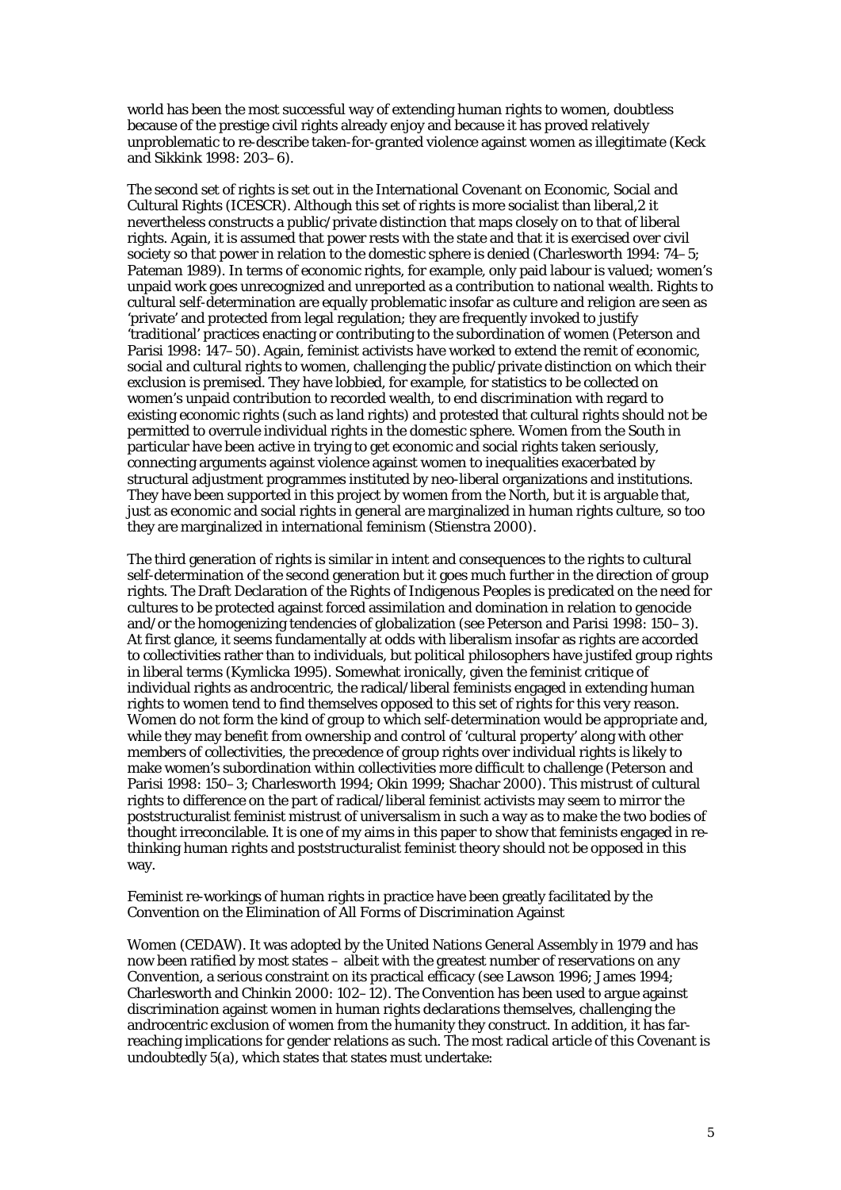world has been the most successful way of extending human rights to women, doubtless because of the prestige civil rights already enjoy and because it has proved relatively unproblematic to re-describe taken-for-granted violence against women as illegitimate (Keck and Sikkink 1998: 203–6).

The second set of rights is set out in the International Covenant on Economic, Social and Cultural Rights (ICESCR). Although this set of rights is more socialist than liberal,2 it nevertheless constructs a public/private distinction that maps closely on to that of liberal rights. Again, it is assumed that power rests with the state and that it is exercised over civil society so that power in relation to the domestic sphere is denied (Charlesworth 1994: 74–5; Pateman 1989). In terms of economic rights, for example, only paid labour is valued; women's unpaid work goes unrecognized and unreported as a contribution to national wealth. Rights to cultural self-determination are equally problematic insofar as culture and religion are seen as 'private' and protected from legal regulation; they are frequently invoked to justify 'traditional' practices enacting or contributing to the subordination of women (Peterson and Parisi 1998: 147–50). Again, feminist activists have worked to extend the remit of economic, social and cultural rights to women, challenging the public/private distinction on which their exclusion is premised. They have lobbied, for example, for statistics to be collected on women's unpaid contribution to recorded wealth, to end discrimination with regard to existing economic rights (such as land rights) and protested that cultural rights should not be permitted to overrule individual rights in the domestic sphere. Women from the South in particular have been active in trying to get economic and social rights taken seriously, connecting arguments against violence against women to inequalities exacerbated by structural adjustment programmes instituted by neo-liberal organizations and institutions. They have been supported in this project by women from the North, but it is arguable that, just as economic and social rights in general are marginalized in human rights culture, so too they are marginalized in international feminism (Stienstra 2000).

The third generation of rights is similar in intent and consequences to the rights to cultural self-determination of the second generation but it goes much further in the direction of group rights. The Draft Declaration of the Rights of Indigenous Peoples is predicated on the need for cultures to be protected against forced assimilation and domination in relation to genocide and/or the homogenizing tendencies of globalization (see Peterson and Parisi 1998: 150–3). At first glance, it seems fundamentally at odds with liberalism insofar as rights are accorded to collectivities rather than to individuals, but political philosophers have justifed group rights in liberal terms (Kymlicka 1995). Somewhat ironically, given the feminist critique of individual rights as androcentric, the radical/liberal feminists engaged in extending human rights to women tend to find themselves opposed to this set of rights for this very reason. Women do not form the kind of group to which self-determination would be appropriate and, while they may benefit from ownership and control of 'cultural property' along with other members of collectivities, the precedence of group rights over individual rights is likely to make women's subordination within collectivities more difficult to challenge (Peterson and Parisi 1998: 150–3; Charlesworth 1994; Okin 1999; Shachar 2000). This mistrust of cultural rights to difference on the part of radical/liberal feminist activists may seem to mirror the poststructuralist feminist mistrust of universalism in such a way as to make the two bodies of thought irreconcilable. It is one of my aims in this paper to show that feminists engaged in re-thinking human rights and poststructuralist feminist theory should not be opposed in this way.

Feminist re-workings of human rights in practice have been greatly facilitated by the Convention on the Elimination of All Forms of Discrimination Against

Women (CEDAW). It was adopted by the United Nations General Assembly in 1979 and has now been ratified by most states – albeit with the greatest number of reservations on any Convention, a serious constraint on its practical efficacy (see Lawson 1996; James 1994; Charlesworth and Chinkin 2000: 102–12). The Convention has been used to argue against discrimination against women in human rights declarations themselves, challenging the androcentric exclusion of women from the humanity they construct. In addition, it has far-reaching implications for gender relations as such. The most radical article of this Covenant is undoubtedly 5(a), which states that states must undertake: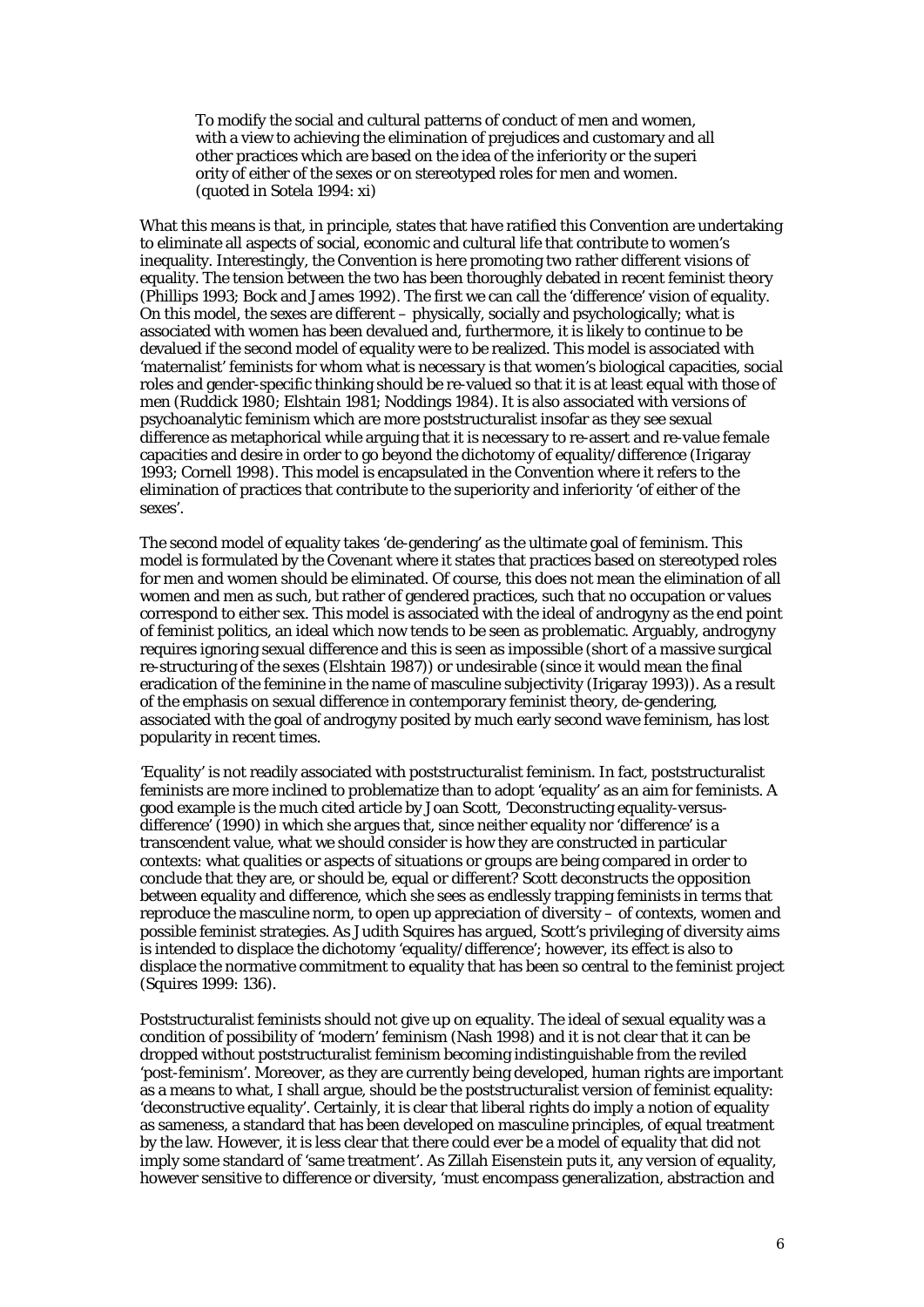> To modify the social and cultural patterns of conduct of men and women, with a view to achieving the elimination of prejudices and customary and all other practices which are based on the idea of the inferiority or the superi ority of either of the sexes or on stereotyped roles for men and women. (quoted in Sotela 1994: xi)

What this means is that, in principle, states that have ratified this Convention are undertaking to eliminate all aspects of social, economic and cultural life that contribute to women's inequality. Interestingly, the Convention is here promoting two rather different visions of equality. The tension between the two has been thoroughly debated in recent feminist theory (Phillips 1993; Bock and James 1992). The first we can call the 'difference' vision of equality. On this model, the sexes are different – physically, socially and psychologically; what is associated with women has been devalued and, furthermore, it is likely to continue to be devalued if the second model of equality were to be realized. This model is associated with 'maternalist' feminists for whom what is necessary is that women's biological capacities, social roles and gender-specific thinking should be re-valued so that it is at least equal with those of men (Ruddick 1980; Elshtain 1981; Noddings 1984). It is also associated with versions of psychoanalytic feminism which are more poststructuralist insofar as they see sexual difference as metaphorical while arguing that it is necessary to re-assert and re-value female capacities and desire in order to go beyond the dichotomy of equality/difference (Irigaray 1993; Cornell 1998). This model is encapsulated in the Convention where it refers to the elimination of practices that contribute to the superiority and inferiority 'of either of the sexes'.

The second model of equality takes 'de-gendering' as the ultimate goal of feminism. This model is formulated by the Covenant where it states that practices based on stereotyped roles for men and women should be eliminated. Of course, this does not mean the elimination of all women and men as such, but rather of gendered practices, such that no occupation or values correspond to either sex. This model is associated with the ideal of androgyny as the end point of feminist politics, an ideal which now tends to be seen as problematic. Arguably, androgyny requires ignoring sexual difference and this is seen as impossible (short of a massive surgical re-structuring of the sexes (Elshtain 1987)) or undesirable (since it would mean the final eradication of the feminine in the name of masculine subjectivity (Irigaray 1993)). As a result of the emphasis on sexual difference in contemporary feminist theory, de-gendering, associated with the goal of androgyny posited by much early second wave feminism, has lost popularity in recent times.

'Equality' is not readily associated with poststructuralist feminism. In fact, poststructuralist feminists are more inclined to problematize than to adopt 'equality' as an aim for feminists. A good example is the much cited article by Joan Scott, 'Deconstructing equality-versus-difference' (1990) in which she argues that, since neither equality nor 'difference' is a transcendent value, what we should consider is how they are constructed in particular contexts: what qualities or aspects of situations or groups are being compared in order to conclude that they are, or should be, equal or different? Scott deconstructs the opposition between equality and difference, which she sees as endlessly trapping feminists in terms that reproduce the masculine norm, to open up appreciation of diversity – of contexts, women and possible feminist strategies. As Judith Squires has argued, Scott's privileging of diversity aims is intended to displace the dichotomy 'equality/difference'; however, its effect is also to displace the normative commitment to equality that has been so central to the feminist project (Squires 1999: 136).

Poststructuralist feminists should not give up on equality. The ideal of sexual equality was a condition of possibility of 'modern' feminism (Nash 1998) and it is not clear that it can be dropped without poststructuralist feminism becoming indistinguishable from the reviled 'post-feminism'. Moreover, as they are currently being developed, human rights are important as a means to what, I shall argue, should be the poststructuralist version of feminist equality: 'deconstructive equality'. Certainly, it is clear that liberal rights do imply a notion of equality as sameness, a standard that has been developed on masculine principles, of equal treatment by the law. However, it is less clear that there could ever be a model of equality that did not imply some standard of 'same treatment'. As Zillah Eisenstein puts it, any version of equality, however sensitive to difference or diversity, 'must encompass generalization, abstraction and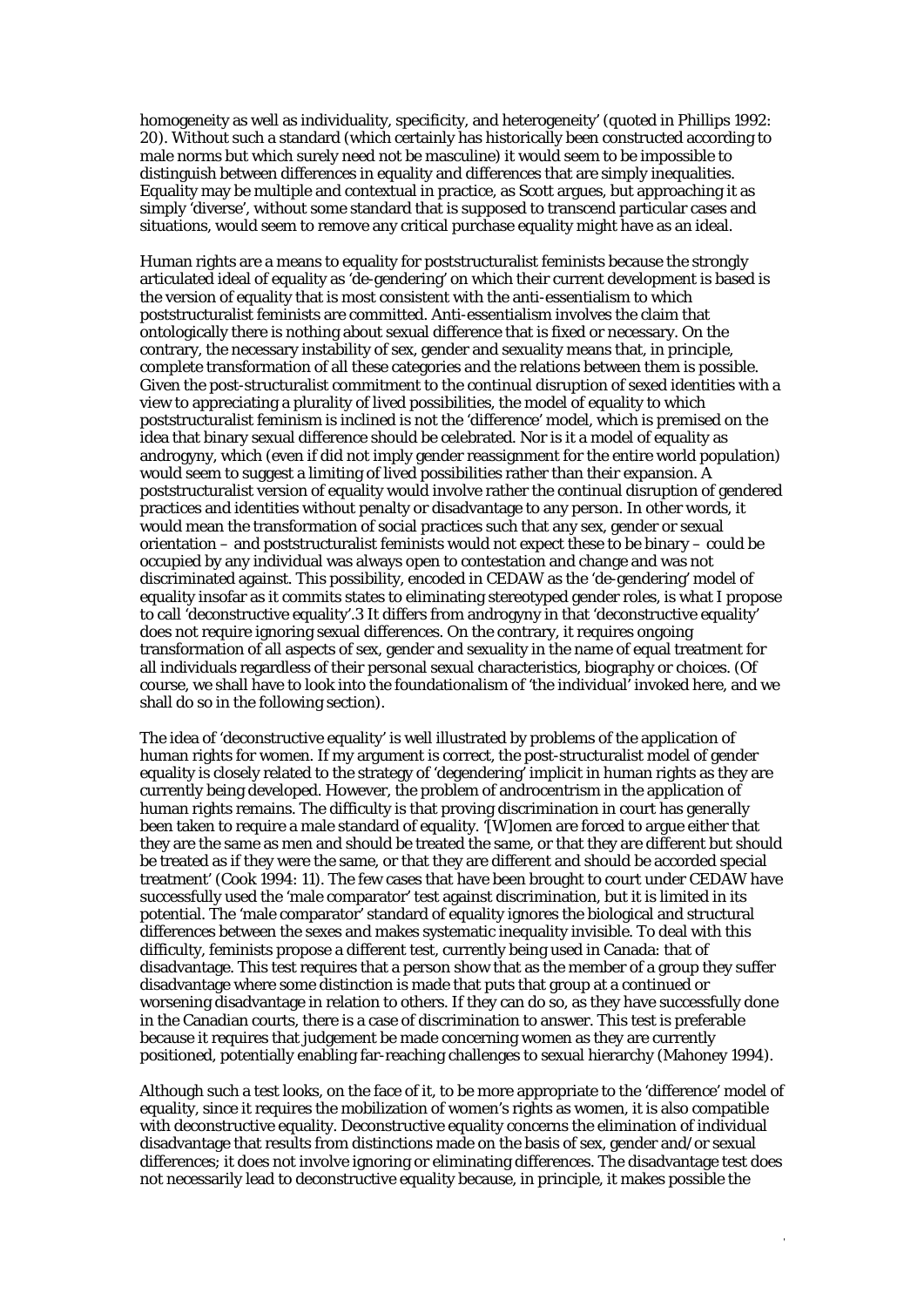homogeneity as well as individuality, specificity, and heterogeneity' (quoted in Phillips 1992: 20). Without such a standard (which certainly has historically been constructed according to male norms but which surely need not be masculine) it would seem to be impossible to distinguish between differences in equality and differences that are simply inequalities. Equality may be multiple and contextual in practice, as Scott argues, but approaching it as simply 'diverse', without some standard that is supposed to transcend particular cases and situations, would seem to remove any critical purchase equality might have as an ideal.

Human rights are a means to equality for poststructuralist feminists because the strongly articulated ideal of equality as 'de-gendering' on which their current development is based is the version of equality that is most consistent with the anti-essentialism to which poststructuralist feminists are committed. Anti-essentialism involves the claim that ontologically there is nothing about sexual difference that is fixed or necessary. On the contrary, the necessary instability of sex, gender and sexuality means that, in principle, complete transformation of all these categories and the relations between them is possible. Given the post-structuralist commitment to the continual disruption of sexed identities with a view to appreciating a plurality of lived possibilities, the model of equality to which poststructuralist feminism is inclined is not the 'difference' model, which is premised on the idea that binary sexual difference should be celebrated. Nor is it a model of equality as androgyny, which (even if did not imply gender reassignment for the entire world population) would seem to suggest a limiting of lived possibilities rather than their expansion. A poststructuralist version of equality would involve rather the continual disruption of gendered practices and identities without penalty or disadvantage to any person. In other words, it would mean the transformation of social practices such that any sex, gender or sexual orientation – and poststructuralist feminists would not expect these to be binary – could be occupied by any individual was always open to contestation and change and was not discriminated against. This possibility, encoded in CEDAW as the 'de-gendering' model of equality insofar as it commits states to eliminating stereotyped gender roles, is what I propose to call 'deconstructive equality'.3 It differs from androgyny in that 'deconstructive equality' does not require ignoring sexual differences. On the contrary, it requires ongoing transformation of all aspects of sex, gender and sexuality in the name of equal treatment for all individuals regardless of their personal sexual characteristics, biography or choices. (Of course, we shall have to look into the foundationalism of 'the individual' invoked here, and we shall do so in the following section).

The idea of 'deconstructive equality' is well illustrated by problems of the application of human rights for women. If my argument is correct, the post-structuralist model of gender equality is closely related to the strategy of 'degendering' implicit in human rights as they are currently being developed. However, the problem of androcentrism in the application of human rights remains. The difficulty is that proving discrimination in court has generally been taken to require a male standard of equality. '[W]omen are forced to argue either that they are the same as men and should be treated the same, or that they are different but should be treated as if they were the same, or that they are different and should be accorded special treatment' (Cook 1994: 11). The few cases that have been brought to court under CEDAW have successfully used the 'male comparator' test against discrimination, but it is limited in its potential. The 'male comparator' standard of equality ignores the biological and structural differences between the sexes and makes systematic inequality invisible. To deal with this difficulty, feminists propose a different test, currently being used in Canada: that of disadvantage. This test requires that a person show that as the member of a group they suffer disadvantage where some distinction is made that puts that group at a continued or worsening disadvantage in relation to others. If they can do so, as they have successfully done in the Canadian courts, there is a case of discrimination to answer. This test is preferable because it requires that judgement be made concerning women as they are currently positioned, potentially enabling far-reaching challenges to sexual hierarchy (Mahoney 1994).

Although such a test looks, on the face of it, to be more appropriate to the 'difference' model of equality, since it requires the mobilization of women's rights as women, it is also compatible with deconstructive equality. Deconstructive equality concerns the elimination of individual disadvantage that results from distinctions made on the basis of sex, gender and/or sexual differences; it does not involve ignoring or eliminating differences. The disadvantage test does not necessarily lead to deconstructive equality because, in principle, it makes possible the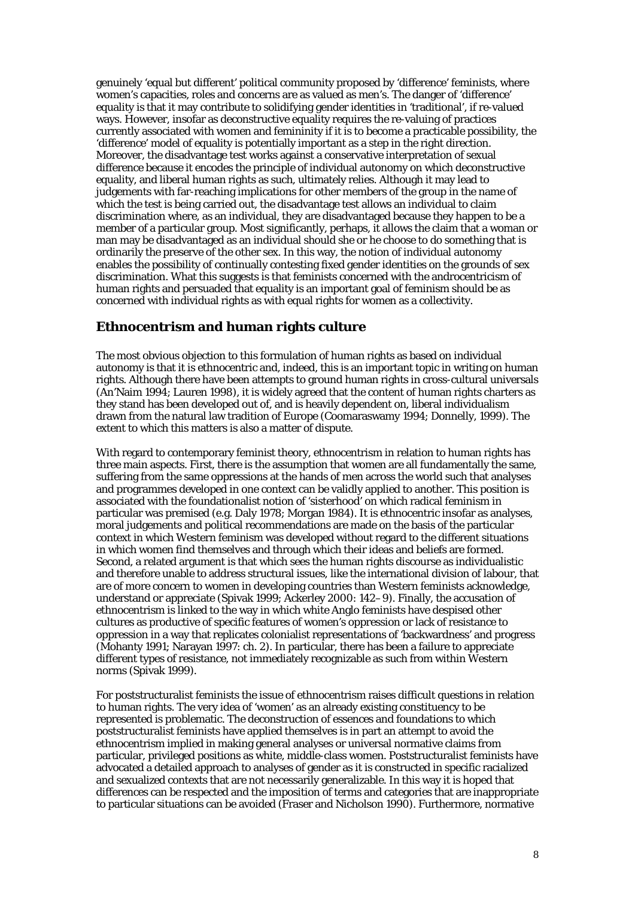genuinely 'equal but different' political community proposed by 'difference' feminists, where women's capacities, roles and concerns are as valued as men's. The danger of 'difference' equality is that it may contribute to solidifying gender identities in 'traditional', if re-valued ways. However, insofar as deconstructive equality requires the re-valuing of practices currently associated with women and femininity if it is to become a practicable possibility, the 'difference' model of equality is potentially important as a step in the right direction. Moreover, the disadvantage test works against a conservative interpretation of sexual difference because it encodes the principle of individual autonomy on which deconstructive equality, and liberal human rights as such, ultimately relies. Although it may lead to judgements with far-reaching implications for other members of the group in the name of which the test is being carried out, the disadvantage test allows an individual to claim discrimination where, as an individual, they are disadvantaged because they happen to be a member of a particular group. Most significantly, perhaps, it allows the claim that a woman or man may be disadvantaged as an individual should she or he choose to do something that is ordinarily the preserve of the other sex. In this way, the notion of individual autonomy enables the possibility of continually contesting fixed gender identities on the grounds of sex discrimination. What this suggests is that feminists concerned with the androcentricism of human rights and persuaded that equality is an important goal of feminism should be as concerned with individual rights as with equal rights for women as a collectivity.

## Ethnocentrism and human rights culture

The most obvious objection to this formulation of human rights as based on individual autonomy is that it is ethnocentric and, indeed, this is an important topic in writing on human rights. Although there have been attempts to ground human rights in cross-cultural universals (An'Naim 1994; Lauren 1998), it is widely agreed that the content of human rights charters as they stand has been developed out of, and is heavily dependent on, liberal individualism drawn from the natural law tradition of Europe (Coomaraswamy 1994; Donnelly, 1999). The extent to which this matters is also a matter of dispute.

With regard to contemporary feminist theory, ethnocentrism in relation to human rights has three main aspects. First, there is the assumption that women are all fundamentally the same, suffering from the same oppressions at the hands of men across the world such that analyses and programmes developed in one context can be validly applied to another. This position is associated with the foundationalist notion of 'sisterhood' on which radical feminism in particular was premised (e.g. Daly 1978; Morgan 1984). It is ethnocentric insofar as analyses, moral judgements and political recommendations are made on the basis of the particular context in which Western feminism was developed without regard to the different situations in which women find themselves and through which their ideas and beliefs are formed. Second, a related argument is that which sees the human rights discourse as individualistic and therefore unable to address structural issues, like the international division of labour, that are of more concern to women in developing countries than Western feminists acknowledge, understand or appreciate (Spivak 1999; Ackerley 2000: 142–9). Finally, the accusation of ethnocentrism is linked to the way in which white Anglo feminists have despised other cultures as productive of specific features of women's oppression or lack of resistance to oppression in a way that replicates colonialist representations of 'backwardness' and progress (Mohanty 1991; Narayan 1997: ch. 2). In particular, there has been a failure to appreciate different types of resistance, not immediately recognizable as such from within Western norms (Spivak 1999).

For poststructuralist feminists the issue of ethnocentrism raises difficult questions in relation to human rights. The very idea of 'women' as an already existing constituency to be represented is problematic. The deconstruction of essences and foundations to which poststructuralist feminists have applied themselves is in part an attempt to avoid the ethnocentrism implied in making general analyses or universal normative claims from particular, privileged positions as white, middle-class women. Poststructuralist feminists have advocated a detailed approach to analyses of gender as it is constructed in specific racialized and sexualized contexts that are not necessarily generalizable. In this way it is hoped that differences can be respected and the imposition of terms and categories that are inappropriate to particular situations can be avoided (Fraser and Nicholson 1990). Furthermore, normative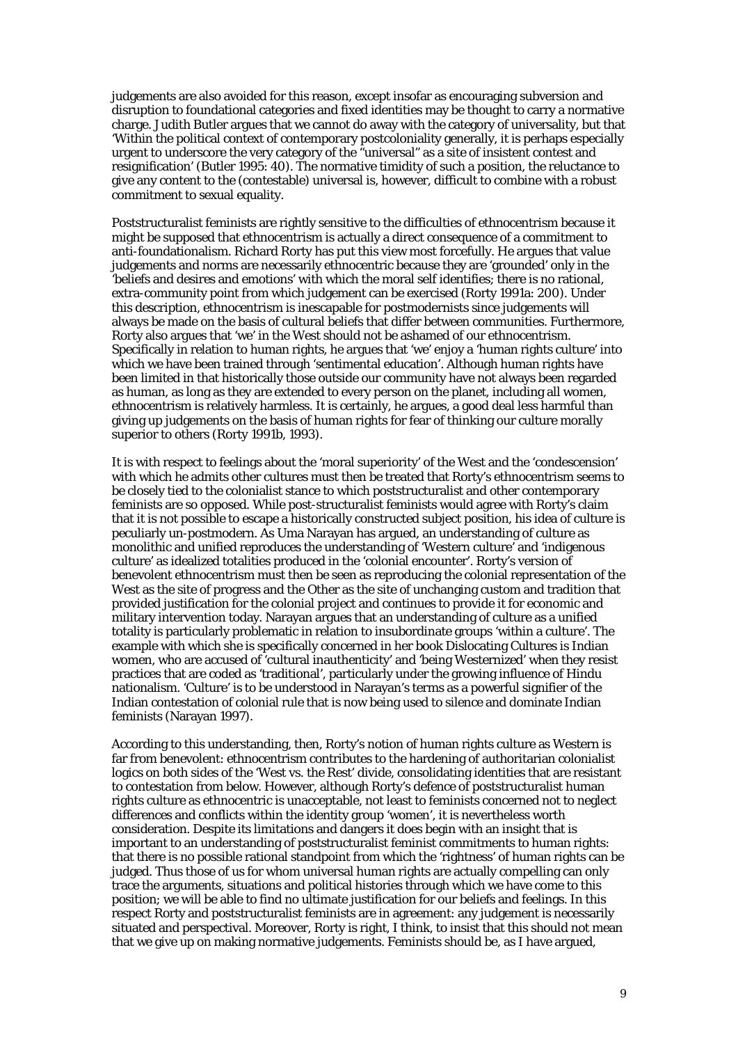judgements are also avoided for this reason, except insofar as encouraging subversion and disruption to foundational categories and fixed identities may be thought to carry a normative charge. Judith Butler argues that we cannot do away with the category of universality, but that 'Within the political context of contemporary postcoloniality generally, it is perhaps especially urgent to underscore the very category of the "universal" as a site of insistent contest and resignification' (Butler 1995: 40). The normative timidity of such a position, the reluctance to give any content to the (contestable) universal is, however, difficult to combine with a robust commitment to sexual equality.

Poststructuralist feminists are rightly sensitive to the difficulties of ethnocentrism because it might be supposed that ethnocentrism is actually a direct consequence of a commitment to anti-foundationalism. Richard Rorty has put this view most forcefully. He argues that value judgements and norms are necessarily ethnocentric because they are 'grounded' only in the 'beliefs and desires and emotions' with which the moral self identifies; there is no rational, extra-community point from which judgement can be exercised (Rorty 1991a: 200). Under this description, ethnocentrism is inescapable for postmodernists since judgements will always be made on the basis of cultural beliefs that differ between communities. Furthermore, Rorty also argues that 'we' in the West should not be ashamed of our ethnocentrism. Specifically in relation to human rights, he argues that 'we' enjoy a 'human rights culture' into which we have been trained through 'sentimental education'. Although human rights have been limited in that historically those outside our community have not always been regarded as human, as long as they are extended to every person on the planet, including all women, ethnocentrism is relatively harmless. It is certainly, he argues, a good deal less harmful than giving up judgements on the basis of human rights for fear of thinking our culture morally superior to others (Rorty 1991b, 1993).

It is with respect to feelings about the 'moral superiority' of the West and the 'condescension' with which he admits other cultures must then be treated that Rorty's ethnocentrism seems to be closely tied to the colonialist stance to which poststructuralist and other contemporary feminists are so opposed. While post-structuralist feminists would agree with Rorty's claim that it is not possible to escape a historically constructed subject position, his idea of culture is peculiarly un-postmodern. As Uma Narayan has argued, an understanding of culture as monolithic and unified reproduces the understanding of 'Western culture' and 'indigenous culture' as idealized totalities produced in the 'colonial encounter'. Rorty's version of benevolent ethnocentrism must then be seen as reproducing the colonial representation of the West as the site of progress and the Other as the site of unchanging custom and tradition that provided justification for the colonial project and continues to provide it for economic and military intervention today. Narayan argues that an understanding of culture as a unified totality is particularly problematic in relation to insubordinate groups 'within a culture'. The example with which she is specifically concerned in her book Dislocating Cultures is Indian women, who are accused of 'cultural inauthenticity' and 'being Westernized' when they resist practices that are coded as 'traditional', particularly under the growing influence of Hindu nationalism. 'Culture' is to be understood in Narayan's terms as a powerful signifier of the Indian contestation of colonial rule that is now being used to silence and dominate Indian feminists (Narayan 1997).

According to this understanding, then, Rorty's notion of human rights culture as Western is far from benevolent: ethnocentrism contributes to the hardening of authoritarian colonialist logics on both sides of the 'West vs. the Rest' divide, consolidating identities that are resistant to contestation from below. However, although Rorty's defence of poststructuralist human rights culture as ethnocentric is unacceptable, not least to feminists concerned not to neglect differences and conflicts within the identity group 'women', it is nevertheless worth consideration. Despite its limitations and dangers it does begin with an insight that is important to an understanding of poststructuralist feminist commitments to human rights: that there is no possible rational standpoint from which the 'rightness' of human rights can be judged. Thus those of us for whom universal human rights are actually compelling can only trace the arguments, situations and political histories through which we have come to this position; we will be able to find no ultimate justification for our beliefs and feelings. In this respect Rorty and poststructuralist feminists are in agreement: any judgement is necessarily situated and perspectival. Moreover, Rorty is right, I think, to insist that this should not mean that we give up on making normative judgements. Feminists should be, as I have argued,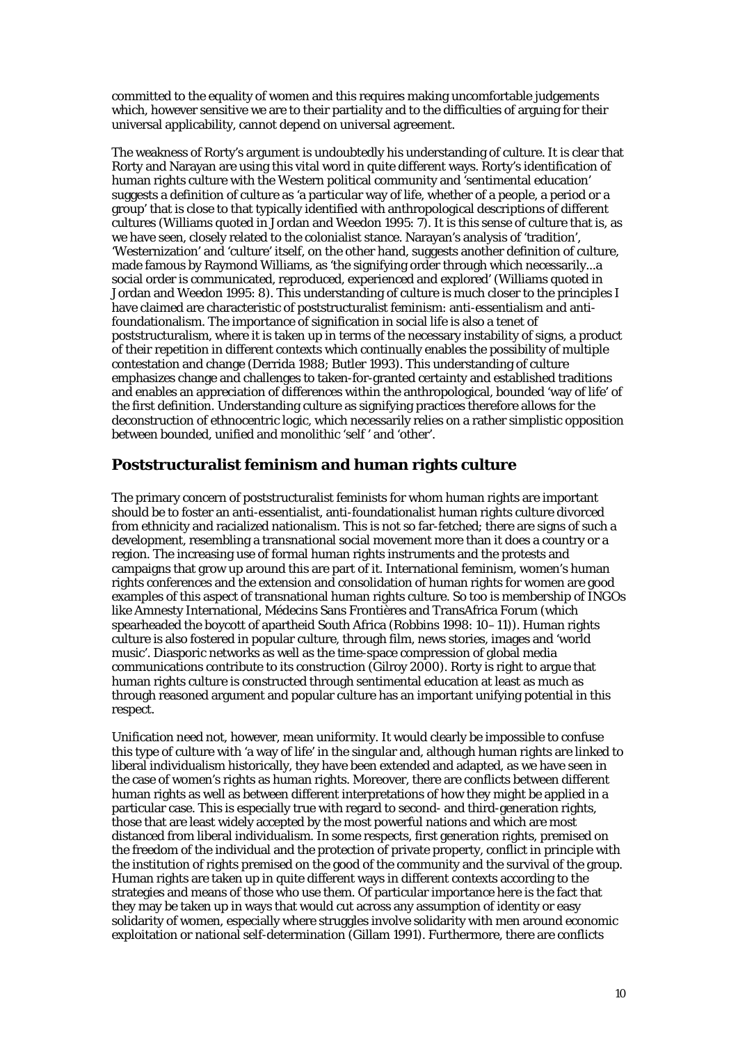committed to the equality of women and this requires making uncomfortable judgements which, however sensitive we are to their partiality and to the difficulties of arguing for their universal applicability, cannot depend on universal agreement.

The weakness of Rorty's argument is undoubtedly his understanding of culture. It is clear that Rorty and Narayan are using this vital word in quite different ways. Rorty's identification of human rights culture with the Western political community and 'sentimental education' suggests a definition of culture as 'a particular way of life, whether of a people, a period or a group' that is close to that typically identified with anthropological descriptions of different cultures (Williams quoted in Jordan and Weedon 1995: 7). It is this sense of culture that is, as we have seen, closely related to the colonialist stance. Narayan's analysis of 'tradition', 'Westernization' and 'culture' itself, on the other hand, suggests another definition of culture, made famous by Raymond Williams, as 'the signifying order through which necessarily...a social order is communicated, reproduced, experienced and explored' (Williams quoted in Jordan and Weedon 1995: 8). This understanding of culture is much closer to the principles I have claimed are characteristic of poststructuralist feminism: anti-essentialism and anti-foundationalism. The importance of signification in social life is also a tenet of poststructuralism, where it is taken up in terms of the necessary instability of signs, a product of their repetition in different contexts which continually enables the possibility of multiple contestation and change (Derrida 1988; Butler 1993). This understanding of culture emphasizes change and challenges to taken-for-granted certainty and established traditions and enables an appreciation of differences within the anthropological, bounded 'way of life' of the first definition. Understanding culture as signifying practices therefore allows for the deconstruction of ethnocentric logic, which necessarily relies on a rather simplistic opposition between bounded, unified and monolithic 'self ' and 'other'.

## Poststructuralist feminism and human rights culture

The primary concern of poststructuralist feminists for whom human rights are important should be to foster an anti-essentialist, anti-foundationalist human rights culture divorced from ethnicity and racialized nationalism. This is not so far-fetched; there are signs of such a development, resembling a transnational social movement more than it does a country or a region. The increasing use of formal human rights instruments and the protests and campaigns that grow up around this are part of it. International feminism, women's human rights conferences and the extension and consolidation of human rights for women are good examples of this aspect of transnational human rights culture. So too is membership of INGOs like Amnesty International, Médecins Sans Frontières and TransAfrica Forum (which spearheaded the boycott of apartheid South Africa (Robbins 1998: 10–11)). Human rights culture is also fostered in popular culture, through film, news stories, images and 'world music'. Diasporic networks as well as the time-space compression of global media communications contribute to its construction (Gilroy 2000). Rorty is right to argue that human rights culture is constructed through sentimental education at least as much as through reasoned argument and popular culture has an important unifying potential in this respect.

Unification need not, however, mean uniformity. It would clearly be impossible to confuse this type of culture with 'a way of life' in the singular and, although human rights are linked to liberal individualism historically, they have been extended and adapted, as we have seen in the case of women's rights as human rights. Moreover, there are conflicts between different human rights as well as between different interpretations of how they might be applied in a particular case. This is especially true with regard to second- and third-generation rights, those that are least widely accepted by the most powerful nations and which are most distanced from liberal individualism. In some respects, first generation rights, premised on the freedom of the individual and the protection of private property, conflict in principle with the institution of rights premised on the good of the community and the survival of the group. Human rights are taken up in quite different ways in different contexts according to the strategies and means of those who use them. Of particular importance here is the fact that they may be taken up in ways that would cut across any assumption of identity or easy solidarity of women, especially where struggles involve solidarity with men around economic exploitation or national self-determination (Gillam 1991). Furthermore, there are conflicts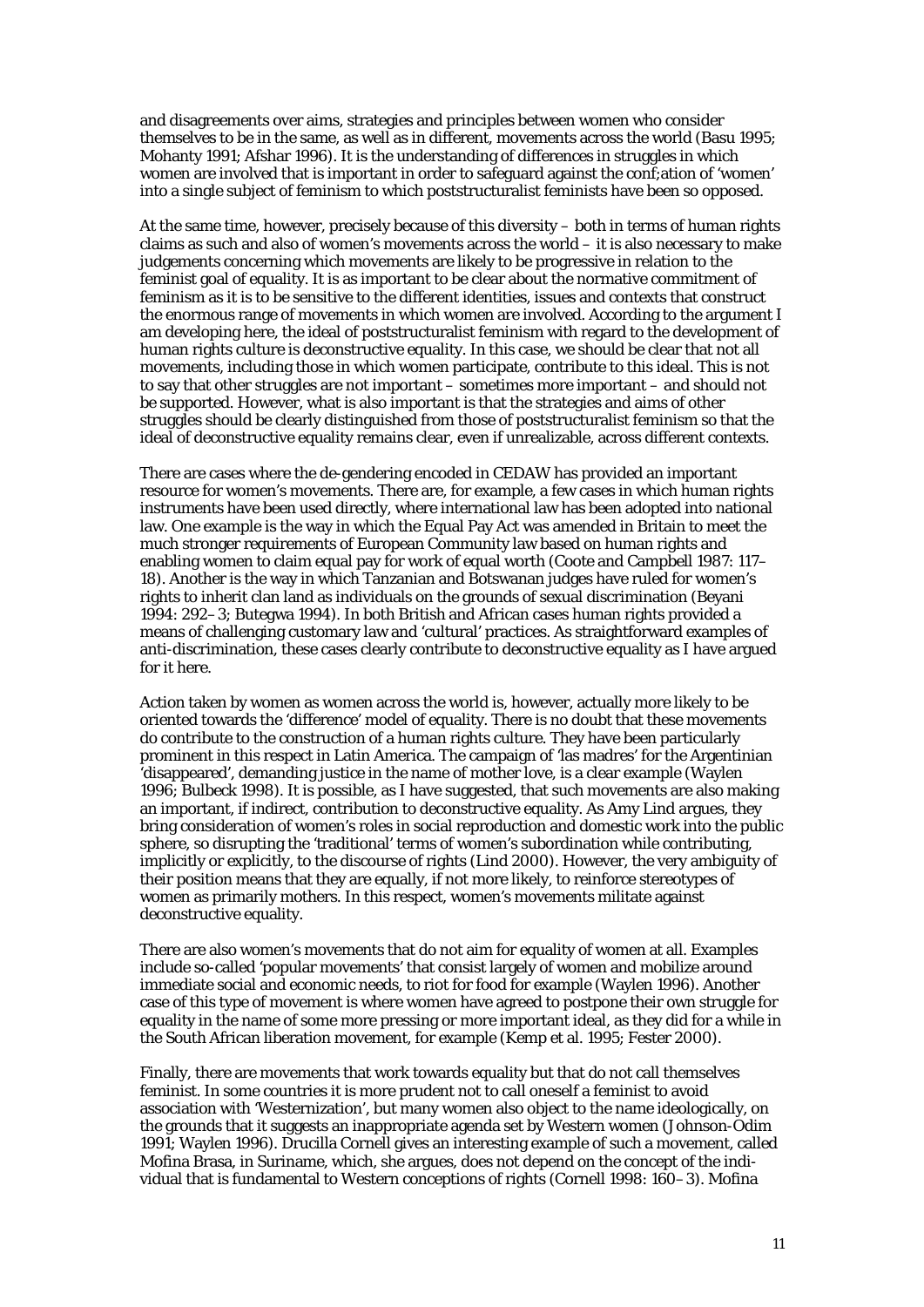and disagreements over aims, strategies and principles between women who consider themselves to be in the same, as well as in different, movements across the world (Basu 1995; Mohanty 1991; Afshar 1996). It is the understanding of differences in struggles in which women are involved that is important in order to safeguard against the conf;ation of 'women' into a single subject of feminism to which poststructuralist feminists have been so opposed.

At the same time, however, precisely because of this diversity – both in terms of human rights claims as such and also of women's movements across the world – it is also necessary to make judgements concerning which movements are likely to be progressive in relation to the feminist goal of equality. It is as important to be clear about the normative commitment of feminism as it is to be sensitive to the different identities, issues and contexts that construct the enormous range of movements in which women are involved. According to the argument I am developing here, the ideal of poststructuralist feminism with regard to the development of human rights culture is deconstructive equality. In this case, we should be clear that not all movements, including those in which women participate, contribute to this ideal. This is not to say that other struggles are not important – sometimes more important – and should not be supported. However, what is also important is that the strategies and aims of other struggles should be clearly distinguished from those of poststructuralist feminism so that the ideal of deconstructive equality remains clear, even if unrealizable, across different contexts.

There are cases where the de-gendering encoded in CEDAW has provided an important resource for women's movements. There are, for example, a few cases in which human rights instruments have been used directly, where international law has been adopted into national law. One example is the way in which the Equal Pay Act was amended in Britain to meet the much stronger requirements of European Community law based on human rights and enabling women to claim equal pay for work of equal worth (Coote and Campbell 1987: 117–18). Another is the way in which Tanzanian and Botswanan judges have ruled for women's rights to inherit clan land as individuals on the grounds of sexual discrimination (Beyani 1994: 292–3; Butegwa 1994). In both British and African cases human rights provided a means of challenging customary law and 'cultural' practices. As straightforward examples of anti-discrimination, these cases clearly contribute to deconstructive equality as I have argued for it here.

Action taken by women as women across the world is, however, actually more likely to be oriented towards the 'difference' model of equality. There is no doubt that these movements do contribute to the construction of a human rights culture. They have been particularly prominent in this respect in Latin America. The campaign of 'las madres' for the Argentinian 'disappeared', demanding justice in the name of mother love, is a clear example (Waylen 1996; Bulbeck 1998). It is possible, as I have suggested, that such movements are also making an important, if indirect, contribution to deconstructive equality. As Amy Lind argues, they bring consideration of women's roles in social reproduction and domestic work into the public sphere, so disrupting the 'traditional' terms of women's subordination while contributing, implicitly or explicitly, to the discourse of rights (Lind 2000). However, the very ambiguity of their position means that they are equally, if not more likely, to reinforce stereotypes of women as primarily mothers. In this respect, women's movements militate against deconstructive equality.

There are also women's movements that do not aim for equality of women at all. Examples include so-called 'popular movements' that consist largely of women and mobilize around immediate social and economic needs, to riot for food for example (Waylen 1996). Another case of this type of movement is where women have agreed to postpone their own struggle for equality in the name of some more pressing or more important ideal, as they did for a while in the South African liberation movement, for example (Kemp et al. 1995; Fester 2000).

Finally, there are movements that work towards equality but that do not call themselves feminist. In some countries it is more prudent not to call oneself a feminist to avoid association with 'Westernization', but many women also object to the name ideologically, on the grounds that it suggests an inappropriate agenda set by Western women (Johnson-Odim 1991; Waylen 1996). Drucilla Cornell gives an interesting example of such a movement, called Mofina Brasa, in Suriname, which, she argues, does not depend on the concept of the individual that is fundamental to Western conceptions of rights (Cornell 1998: 160–3). Mofina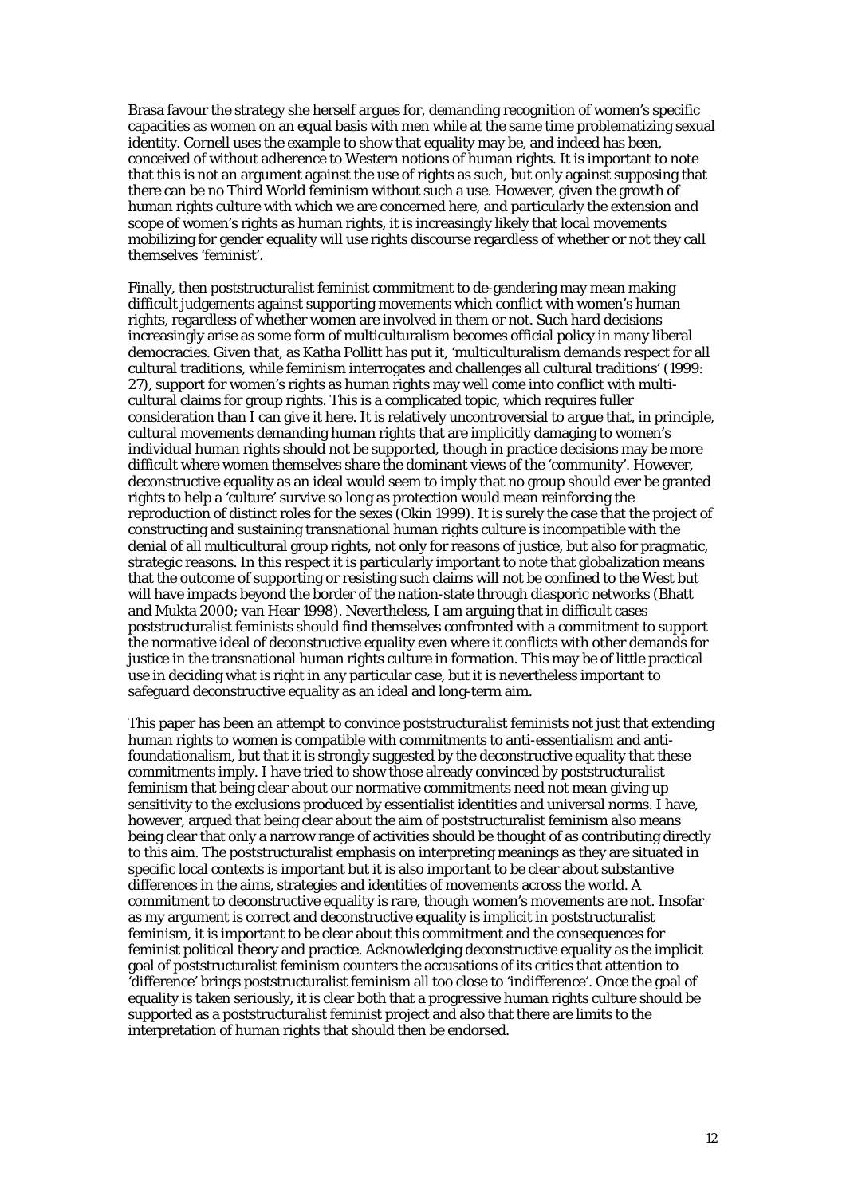Brasa favour the strategy she herself argues for, demanding recognition of women's specific capacities as women on an equal basis with men while at the same time problematizing sexual identity. Cornell uses the example to show that equality may be, and indeed has been, conceived of without adherence to Western notions of human rights. It is important to note that this is not an argument against the use of rights as such, but only against supposing that there can be no Third World feminism without such a use. However, given the growth of human rights culture with which we are concerned here, and particularly the extension and scope of women's rights as human rights, it is increasingly likely that local movements mobilizing for gender equality will use rights discourse regardless of whether or not they call themselves 'feminist'.

Finally, then poststructuralist feminist commitment to de-gendering may mean making difficult judgements against supporting movements which conflict with women's human rights, regardless of whether women are involved in them or not. Such hard decisions increasingly arise as some form of multiculturalism becomes official policy in many liberal democracies. Given that, as Katha Pollitt has put it, 'multiculturalism demands respect for all cultural traditions, while feminism interrogates and challenges all cultural traditions' (1999: 27), support for women's rights as human rights may well come into conflict with multi-cultural claims for group rights. This is a complicated topic, which requires fuller consideration than I can give it here. It is relatively uncontroversial to argue that, in principle, cultural movements demanding human rights that are implicitly damaging to women's individual human rights should not be supported, though in practice decisions may be more difficult where women themselves share the dominant views of the 'community'. However, deconstructive equality as an ideal would seem to imply that no group should ever be granted rights to help a 'culture' survive so long as protection would mean reinforcing the reproduction of distinct roles for the sexes (Okin 1999). It is surely the case that the project of constructing and sustaining transnational human rights culture is incompatible with the denial of all multicultural group rights, not only for reasons of justice, but also for pragmatic, strategic reasons. In this respect it is particularly important to note that globalization means that the outcome of supporting or resisting such claims will not be confined to the West but will have impacts beyond the border of the nation-state through diasporic networks (Bhatt and Mukta 2000; van Hear 1998). Nevertheless, I am arguing that in difficult cases poststructuralist feminists should find themselves confronted with a commitment to support the normative ideal of deconstructive equality even where it conflicts with other demands for justice in the transnational human rights culture in formation. This may be of little practical use in deciding what is right in any particular case, but it is nevertheless important to safeguard deconstructive equality as an ideal and long-term aim.

This paper has been an attempt to convince poststructuralist feminists not just that extending human rights to women is compatible with commitments to anti-essentialism and anti-foundationalism, but that it is strongly suggested by the deconstructive equality that these commitments imply. I have tried to show those already convinced by poststructuralist feminism that being clear about our normative commitments need not mean giving up sensitivity to the exclusions produced by essentialist identities and universal norms. I have, however, argued that being clear about the aim of poststructuralist feminism also means being clear that only a narrow range of activities should be thought of as contributing directly to this aim. The poststructuralist emphasis on interpreting meanings as they are situated in specific local contexts is important but it is also important to be clear about substantive differences in the aims, strategies and identities of movements across the world. A commitment to deconstructive equality is rare, though women's movements are not. Insofar as my argument is correct and deconstructive equality is implicit in poststructuralist feminism, it is important to be clear about this commitment and the consequences for feminist political theory and practice. Acknowledging deconstructive equality as the implicit goal of poststructuralist feminism counters the accusations of its critics that attention to 'difference' brings poststructuralist feminism all too close to 'indifference'. Once the goal of equality is taken seriously, it is clear both that a progressive human rights culture should be supported as a poststructuralist feminist project and also that there are limits to the interpretation of human rights that should then be endorsed.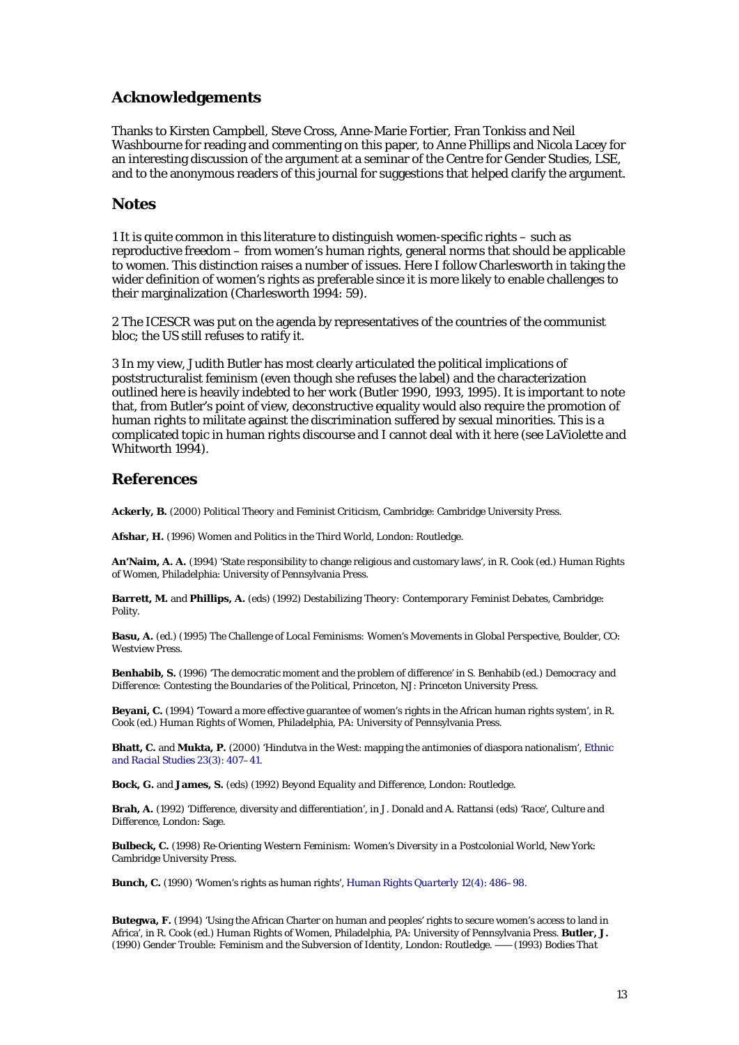## Acknowledgements

Thanks to Kirsten Campbell, Steve Cross, Anne-Marie Fortier, Fran Tonkiss and Neil Washbourne for reading and commenting on this paper, to Anne Phillips and Nicola Lacey for an interesting discussion of the argument at a seminar of the Centre for Gender Studies, LSE, and to the anonymous readers of this journal for suggestions that helped clarify the argument.

## Notes

1 It is quite common in this literature to distinguish women-specific rights – such as reproductive freedom – from women's human rights, general norms that should be applicable to women. This distinction raises a number of issues. Here I follow Charlesworth in taking the wider definition of women's rights as preferable since it is more likely to enable challenges to their marginalization (Charlesworth 1994: 59).

2 The ICESCR was put on the agenda by representatives of the countries of the communist bloc; the US still refuses to ratify it.

3 In my view, Judith Butler has most clearly articulated the political implications of poststructuralist feminism (even though she refuses the label) and the characterization outlined here is heavily indebted to her work (Butler 1990, 1993, 1995). It is important to note that, from Butler's point of view, deconstructive equality would also require the promotion of human rights to militate against the discrimination suffered by sexual minorities. This is a complicated topic in human rights discourse and I cannot deal with it here (see LaViolette and Whitworth 1994).

## References

**Ackerly, B.** (2000) *Political Theory and Feminist Criticism*, Cambridge: Cambridge University Press.

**Afshar, H.** (1996) *Women and Politics in the Third World*, London: Routledge.

**An'Naim, A. A.** (1994) 'State responsibility to change religious and customary laws', in R. Cook (ed.) *Human Rights of Women*, Philadelphia: University of Pennsylvania Press.

**Barrett, M.** and **Phillips, A.** (eds) (1992) *Destabilizing Theory: Contemporary Feminist Debates*, Cambridge: Polity.

**Basu, A.** (ed.) (1995) *The Challenge of Local Feminisms: Women's Movements in Global Perspective*, Boulder, CO: Westview Press.

**Benhabib, S.** (1996) 'The democratic moment and the problem of difference' in S. Benhabib (ed.) *Democracy and Difference: Contesting the Boundaries of the Political*, Princeton, NJ: Princeton University Press.

**Beyani, C.** (1994) 'Toward a more effective guarantee of women's rights in the African human rights system', in R. Cook (ed.) *Human Rights of Women*, Philadelphia, PA: University of Pennsylvania Press.

**Bhatt, C.** and **Mukta, P.** (2000) 'Hindutva in the West: mapping the antimonies of diaspora nationalism', *Ethnic and Racial Studies* 23(3): 407–41.

**Bock, G.** and **James, S.** (eds) (1992) *Beyond Equality and Difference*, London: Routledge.

**Brah, A.** (1992) 'Difference, diversity and differentiation', in J. Donald and A. Rattansi (eds) *'Race', Culture and Difference*, London: Sage.

**Bulbeck, C.** (1998) *Re-Orienting Western Feminism: Women's Diversity in a Postcolonial World*, New York: Cambridge University Press.

**Bunch, C.** (1990) 'Women's rights as human rights', *Human Rights Quarterly* 12(4): 486–98.

**Butegwa, F.** (1994) 'Using the African Charter on human and peoples' rights to secure women's access to land in Africa', in R. Cook (ed.) *Human Rights of Women*, Philadelphia, PA: University of Pennsylvania Press. **Butler, J.** (1990) *Gender Trouble: Feminism and the Subversion of Identity*, London: Routledge. —— (1993) *Bodies That*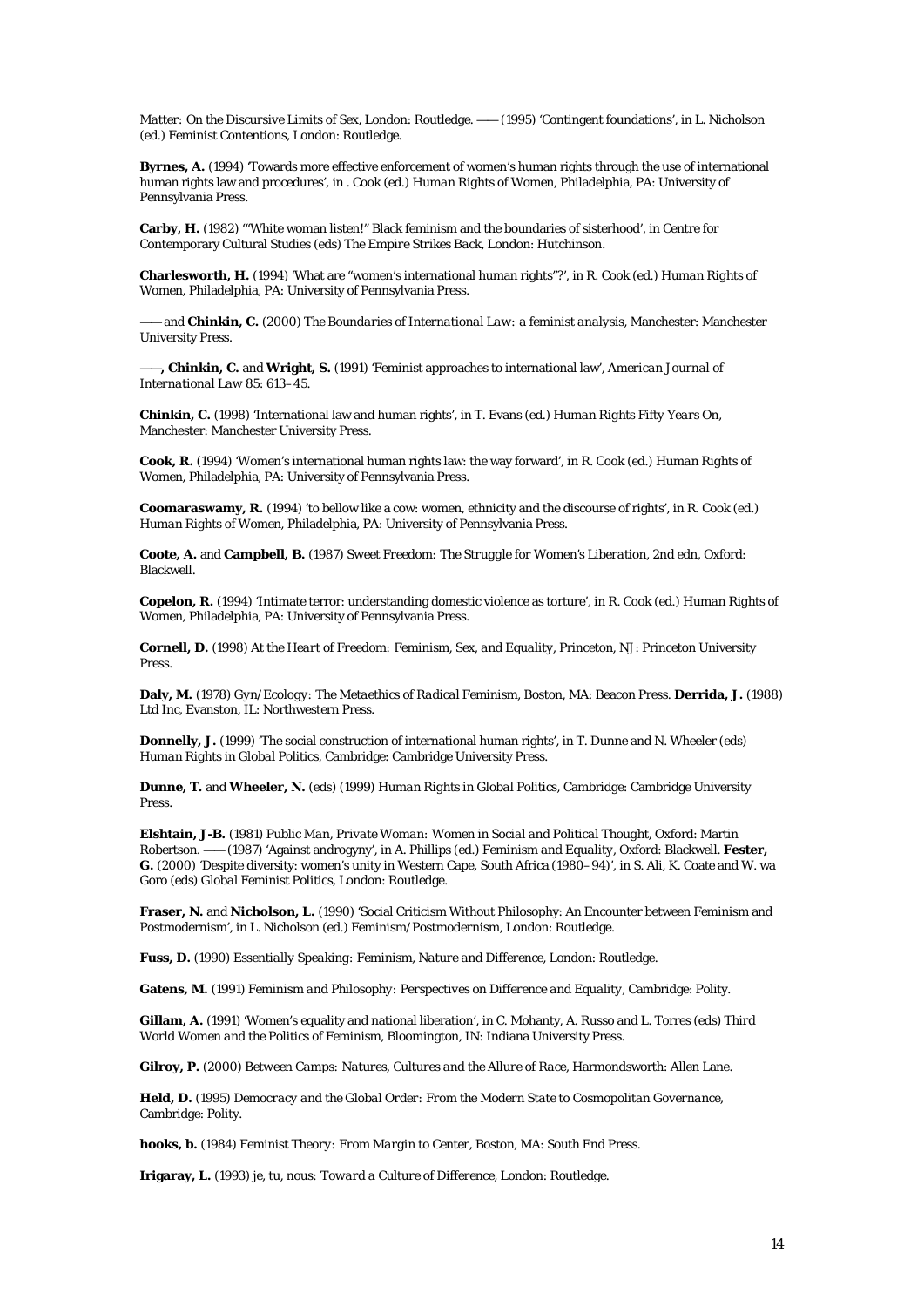*Matter: On the Discursive Limits of Sex*, London: Routledge. —— (1995) 'Contingent foundations', in L. Nicholson (ed.) *Feminist Contentions*, London: Routledge.

**Byrnes, A.** (1994) 'Towards more effective enforcement of women's human rights through the use of international human rights law and procedures', in . Cook (ed.) *Human Rights of Women*, Philadelphia, PA: University of Pennsylvania Press.

**Carby, H.** (1982) '"White woman listen!" Black feminism and the boundaries of sisterhood', in Centre for Contemporary Cultural Studies (eds) *The Empire Strikes Back*, London: Hutchinson.

**Charlesworth, H.** (1994) 'What are "women's international human rights"?', in R. Cook (ed.) *Human Rights of Women*, Philadelphia, PA: University of Pennsylvania Press.

—— and **Chinkin, C.** (2000) *The Boundaries of International Law: a feminist analysis*, Manchester: Manchester University Press.

——**, Chinkin, C.** and **Wright, S.** (1991) 'Feminist approaches to international law', *American Journal of International Law* 85: 613–45.

**Chinkin, C.** (1998) 'International law and human rights', in T. Evans (ed.) *Human Rights Fifty Years On*, Manchester: Manchester University Press.

**Cook, R.** (1994) 'Women's international human rights law: the way forward', in R. Cook (ed.) *Human Rights of Women*, Philadelphia, PA: University of Pennsylvania Press.

**Coomaraswamy, R.** (1994) 'to bellow like a cow: women, ethnicity and the discourse of rights', in R. Cook (ed.) *Human Rights of Women*, Philadelphia, PA: University of Pennsylvania Press.

**Coote, A.** and **Campbell, B.** (1987) *Sweet Freedom: The Struggle for Women's Liberation*, 2nd edn, Oxford: Blackwell.

**Copelon, R.** (1994) 'Intimate terror: understanding domestic violence as torture', in R. Cook (ed.) *Human Rights of Women*, Philadelphia, PA: University of Pennsylvania Press.

**Cornell, D.** (1998) *At the Heart of Freedom: Feminism, Sex, and Equality*, Princeton, NJ: Princeton University Press.

**Daly, M.** (1978) *Gyn/Ecology: The Metaethics of Radical Feminism*, Boston, MA: Beacon Press. **Derrida, J.** (1988) *Ltd Inc*, Evanston, IL: Northwestern Press.

**Donnelly, J.** (1999) 'The social construction of international human rights', in T. Dunne and N. Wheeler (eds) *Human Rights in Global Politics*, Cambridge: Cambridge University Press.

**Dunne, T.** and **Wheeler, N.** (eds) (1999) *Human Rights in Global Politics*, Cambridge: Cambridge University Press.

**Elshtain, J-B.** (1981) *Public Man, Private Woman: Women in Social and Political Thought*, Oxford: Martin Robertson. —— (1987) 'Against androgyny', in A. Phillips (ed.) *Feminism and Equality*, Oxford: Blackwell. **Fester, G.** (2000) 'Despite diversity: women's unity in Western Cape, South Africa (1980–94)', in S. Ali, K. Coate and W. wa Goro (eds) *Global Feminist Politics*, London: Routledge.

**Fraser, N.** and **Nicholson, L.** (1990) 'Social Criticism Without Philosophy: An Encounter between Feminism and Postmodernism', in L. Nicholson (ed.) *Feminism/Postmodernism*, London: Routledge.

**Fuss, D.** (1990) *Essentially Speaking: Feminism, Nature and Difference*, London: Routledge.

**Gatens, M.** (1991) *Feminism and Philosophy: Perspectives on Difference and Equality*, Cambridge: Polity.

**Gillam, A.** (1991) 'Women's equality and national liberation', in C. Mohanty, A. Russo and L. Torres (eds) *Third World Women and the Politics of Feminism*, Bloomington, IN: Indiana University Press.

**Gilroy, P.** (2000) *Between Camps: Natures, Cultures and the Allure of Race*, Harmondsworth: Allen Lane.

**Held, D.** (1995) *Democracy and the Global Order: From the Modern State to Cosmopolitan Governance*, Cambridge: Polity.

**hooks, b.** (1984) *Feminist Theory: From Margin to Center*, Boston, MA: South End Press.

**Irigaray, L.** (1993) *je, tu, nous: Toward a Culture of Difference*, London: Routledge.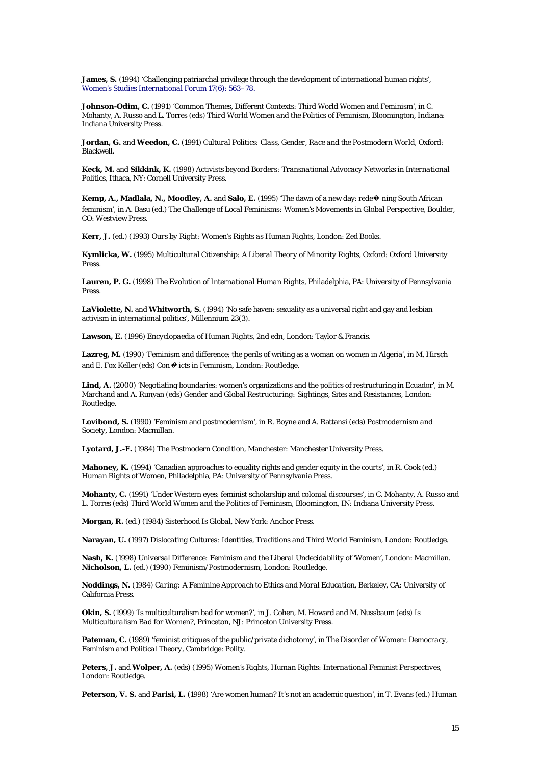**James, S.** (1994) 'Challenging patriarchal privilege through the development of international human rights', *Women's Studies International Forum* 17(6): 563–78.

**Johnson-Odim, C.** (1991) 'Common Themes, Different Contexts: Third World Women and Feminism', in C. Mohanty, A. Russo and L. Torres (eds) *Third World Women and the Politics of Feminism*, Bloomington, Indiana: Indiana University Press.

**Jordan, G.** and **Weedon, C.** (1991) *Cultural Politics: Class, Gender, Race and the Postmodern World*, Oxford: Blackwell.

**Keck, M.** and **Sikkink, K.** (1998) *Activists beyond Borders: Transnational Advocacy Networks in International Politics*, Ithaca, NY: Cornell University Press.

**Kemp, A., Madlala, N., Moodley, A.** and **Salo, E.** (1995) 'The dawn of a new day: rede� ning South African feminism', in A. Basu (ed.) *The Challenge of Local Feminisms: Women's Movements in Global Perspective*, Boulder, CO: Westview Press.

**Kerr, J.** (ed.) (1993) *Ours by Right: Women's Rights as Human Rights*, London: Zed Books.

**Kymlicka, W.** (1995) *Multicultural Citizenship: A Liberal Theory of Minority Rights*, Oxford: Oxford University Press.

**Lauren, P. G.** (1998) *The Evolution of International Human Rights*, Philadelphia, PA: University of Pennsylvania Press.

**LaViolette, N.** and **Whitworth, S.** (1994) 'No safe haven: sexuality as a universal right and gay and lesbian activism in international politics', *Millennium* 23(3).

**Lawson, E.** (1996) *Encyclopaedia of Human Rights*, 2nd edn, London: Taylor & Francis.

**Lazreg, M.** (1990) 'Feminism and difference: the perils of writing as a woman on women in Algeria', in M. Hirsch and E. Fox Keller (eds) *Con� icts in Feminism*, London: Routledge.

**Lind, A.** (2000) 'Negotiating boundaries: women's organizations and the politics of restructuring in Ecuador', in M. Marchand and A. Runyan (eds) *Gender and Global Restructuring: Sightings, Sites and Resistances*, London: Routledge.

**Lovibond, S.** (1990) 'Feminism and postmodernism', in R. Boyne and A. Rattansi (eds) *Postmodernism and Society*, London: Macmillan.

**Lyotard, J.-F.** (1984) *The Postmodern Condition*, Manchester: Manchester University Press.

**Mahoney, K.** (1994) 'Canadian approaches to equality rights and gender equity in the courts', in R. Cook (ed.) *Human Rights of Women*, Philadelphia, PA: University of Pennsylvania Press.

**Mohanty, C.** (1991) 'Under Western eyes: feminist scholarship and colonial discourses', in C. Mohanty, A. Russo and L. Torres (eds) *Third World Women and the Politics of Feminism*, Bloomington, IN: Indiana University Press.

**Morgan, R.** (ed.) (1984) *Sisterhood Is Global*, New York: Anchor Press.

**Narayan, U.** (1997) *Dislocating Cultures: Identities, Traditions and Third World Feminism*, London: Routledge.

**Nash, K.** (1998) *Universal Difference: Feminism and the Liberal Undecidability of 'Women'*, London: Macmillan.

**Nicholson, L.** (ed.) (1990) *Feminism/Postmodernism*, London: Routledge.

**Noddings, N.** (1984) *Caring: A Feminine Approach to Ethics and Moral Education*, Berkeley, CA: University of California Press.

**Okin, S.** (1999) 'Is multiculturalism bad for women?', in J. Cohen, M. Howard and M. Nussbaum (eds) *Is Multiculturalism Bad for Women?*, Princeton, NJ: Princeton University Press.

**Pateman, C.** (1989) 'feminist critiques of the public/private dichotomy', in *The Disorder of Women: Democracy, Feminism and Political Theory*, Cambridge: Polity.

**Peters, J.** and **Wolper, A.** (eds) (1995) *Women's Rights, Human Rights: International Feminist Perspectives*, London: Routledge.

**Peterson, V. S.** and **Parisi, L.** (1998) 'Are women human? It's not an academic question', in T. Evans (ed.) *Human*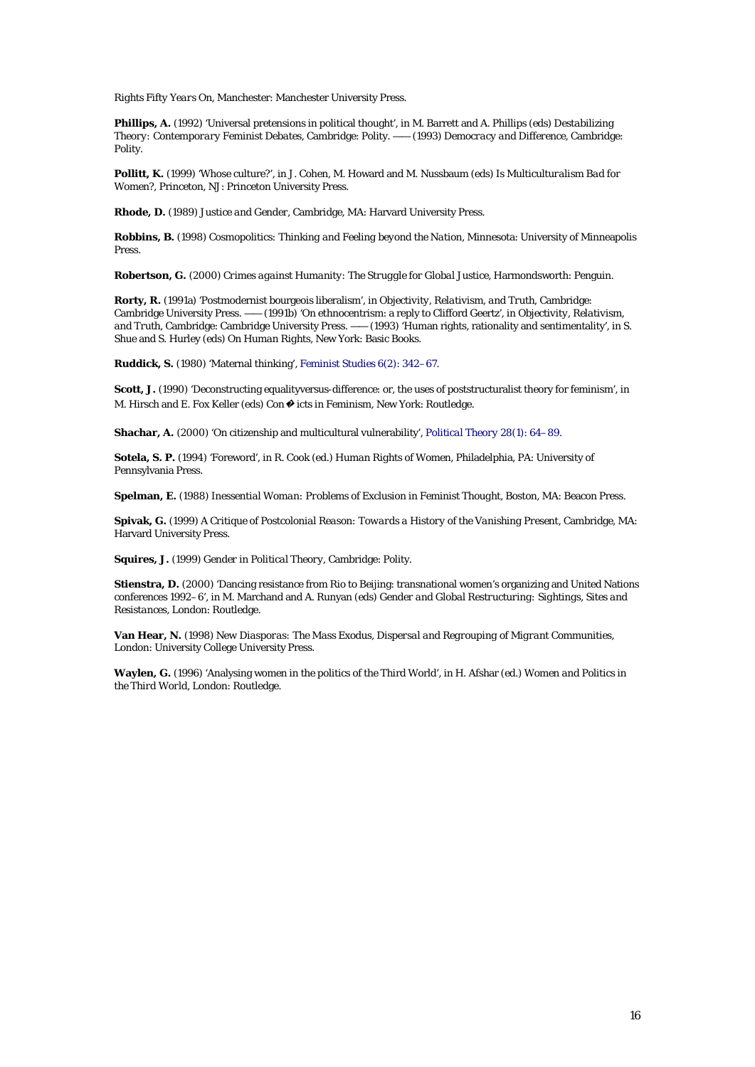*Rights Fifty Years On*, Manchester: Manchester University Press.

**Phillips, A.** (1992) 'Universal pretensions in political thought', in M. Barrett and A. Phillips (eds) *Destabilizing Theory: Contemporary Feminist Debates*, Cambridge: Polity. —— (1993) *Democracy and Difference*, Cambridge: Polity.

**Pollitt, K.** (1999) 'Whose culture?', in J. Cohen, M. Howard and M. Nussbaum (eds) *Is Multiculturalism Bad for Women?*, Princeton, NJ: Princeton University Press.

**Rhode, D.** (1989) *Justice and Gender*, Cambridge, MA: Harvard University Press.

**Robbins, B.** (1998) *Cosmopolitics: Thinking and Feeling beyond the Nation*, Minnesota: University of Minneapolis Press.

**Robertson, G.** (2000) *Crimes against Humanity: The Struggle for Global Justice*, Harmondsworth: Penguin.

**Rorty, R.** (1991a) 'Postmodernist bourgeois liberalism', in *Objectivity, Relativism, and Truth*, Cambridge: Cambridge University Press. —— (1991b) 'On ethnocentrism: a reply to Clifford Geertz', in *Objectivity, Relativism, and Truth*, Cambridge: Cambridge University Press. —— (1993) 'Human rights, rationality and sentimentality', in S. Shue and S. Hurley (eds) *On Human Rights*, New York: Basic Books.

**Ruddick, S.** (1980) 'Maternal thinking', Feminist Studies 6(2): 342–67.

**Scott, J.** (1990) 'Deconstructing equalityversus-difference: or, the uses of poststructuralist theory for feminism', in M. Hirsch and E. Fox Keller (eds) Con� icts in Feminism, New York: Routledge.

**Shachar, A.** (2000) 'On citizenship and multicultural vulnerability', Political Theory 28(1): 64–89.

**Sotela, S. P.** (1994) 'Foreword', in R. Cook (ed.) *Human Rights of Women*, Philadelphia, PA: University of Pennsylvania Press.

**Spelman, E.** (1988) *Inessential Woman: Problems of Exclusion in Feminist Thought*, Boston, MA: Beacon Press.

**Spivak, G.** (1999) *A Critique of Postcolonial Reason: Towards a History of the Vanishing Present*, Cambridge, MA: Harvard University Press.

**Squires, J.** (1999) *Gender in Political Theory*, Cambridge: Polity.

**Stienstra, D.** (2000) 'Dancing resistance from Rio to Beijing: transnational women's organizing and United Nations conferences 1992–6', in M. Marchand and A. Runyan (eds) *Gender and Global Restructuring: Sightings, Sites and Resistances*, London: Routledge.

**Van Hear, N.** (1998) *New Diasporas: The Mass Exodus, Dispersal and Regrouping of Migrant Communities*, London: University College University Press.

**Waylen, G.** (1996) 'Analysing women in the politics of the Third World', in H. Afshar (ed.) *Women and Politics in the Third World*, London: Routledge.